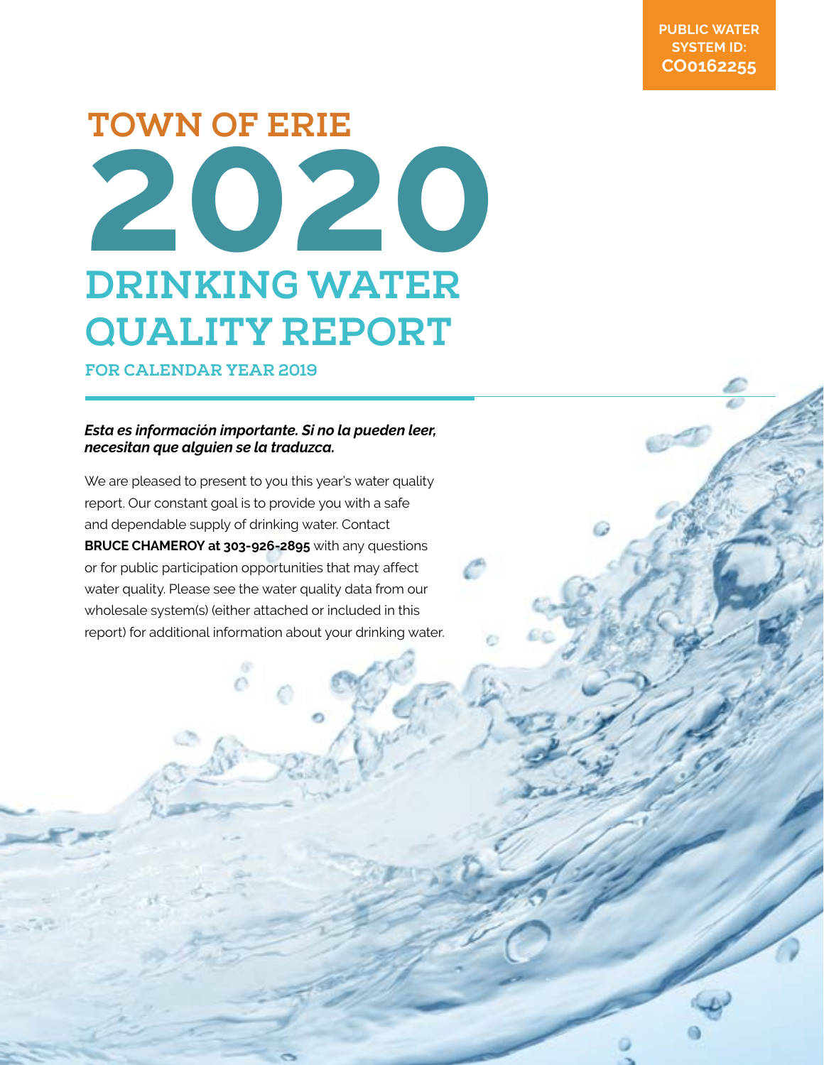**PUBLIC WATER SYSTEM ID: CO0162255**

# TOWN OF ERIE

# 2020

# DRINKING WATER QUALITY REPORT

## FOR CALENDAR YEAR 2019

***Esta es información importante. Si no la pueden leer, necesitan que alguien se la traduzca.***

We are pleased to present to you this year's water quality report. Our constant goal is to provide you with a safe and dependable supply of drinking water. Contact **BRUCE CHAMEROY at 303-926-2895** with any questions or for public participation opportunities that may affect water quality. Please see the water quality data from our wholesale system(s) (either attached or included in this report) for additional information about your drinking water.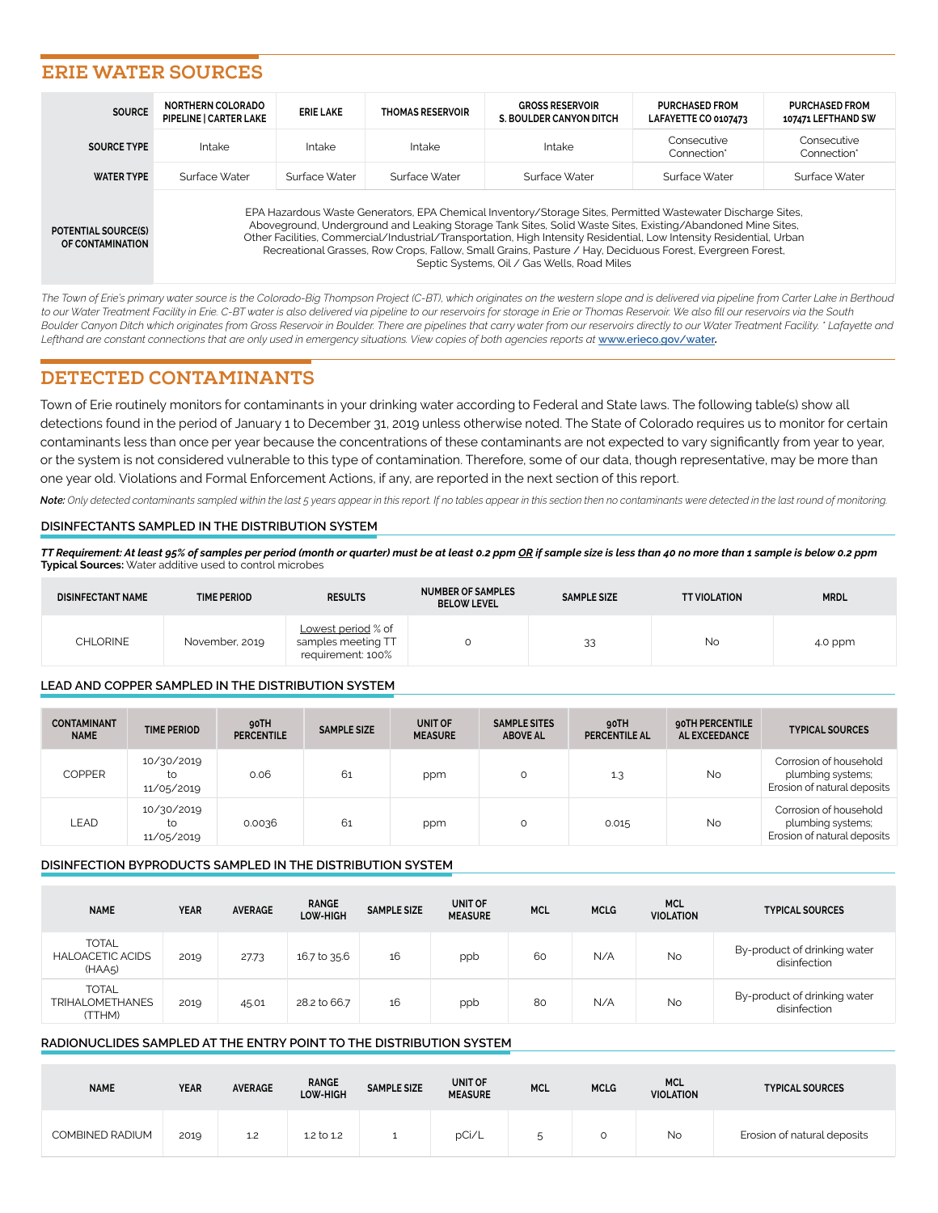## ERIE WATER SOURCES

| SOURCE | NORTHERN COLORADO PIPELINE \| CARTER LAKE | ERIE LAKE | THOMAS RESERVOIR | GROSS RESERVOIR S. BOULDER CANYON DITCH | PURCHASED FROM LAFAYETTE CO 0107473 | PURCHASED FROM 107471 LEFTHAND SW |
|---|---|---|---|---|---|---|
| SOURCE TYPE | Intake | Intake | Intake | Intake | Consecutive Connection* | Consecutive Connection* |
| WATER TYPE | Surface Water | Surface Water | Surface Water | Surface Water | Surface Water | Surface Water |
| POTENTIAL SOURCE(S) OF CONTAMINATION | EPA Hazardous Waste Generators, EPA Chemical Inventory/Storage Sites, Permitted Wastewater Discharge Sites, Aboveground, Underground and Leaking Storage Tank Sites, Solid Waste Sites, Existing/Abandoned Mine Sites, Other Facilities, Commercial/Industrial/Transportation, High Intensity Residential, Low Intensity Residential, Urban Recreational Grasses, Row Crops, Fallow, Small Grains, Pasture / Hay, Deciduous Forest, Evergreen Forest, Septic Systems, Oil / Gas Wells, Road Miles | | | | | |

*The Town of Erie's primary water source is the Colorado-Big Thompson Project (C-BT), which originates on the western slope and is delivered via pipeline from Carter Lake in Berthoud to our Water Treatment Facility in Erie. C-BT water is also delivered via pipeline to our reservoirs for storage in Erie or Thomas Reservoir. We also fill our reservoirs via the South Boulder Canyon Ditch which originates from Gross Reservoir in Boulder. There are pipelines that carry water from our reservoirs directly to our Water Treatment Facility. * Lafayette and Lefthand are constant connections that are only used in emergency situations. View copies of both agencies reports at* **www.erieco.gov/water.**

## DETECTED CONTAMINANTS

Town of Erie routinely monitors for contaminants in your drinking water according to Federal and State laws. The following table(s) show all detections found in the period of January 1 to December 31, 2019 unless otherwise noted. The State of Colorado requires us to monitor for certain contaminants less than once per year because the concentrations of these contaminants are not expected to vary significantly from year to year, or the system is not considered vulnerable to this type of contamination. Therefore, some of our data, though representative, may be more than one year old. Violations and Formal Enforcement Actions, if any, are reported in the next section of this report.

**Note:** *Only detected contaminants sampled within the last 5 years appear in this report. If no tables appear in this section then no contaminants were detected in the last round of monitoring.*

### DISINFECTANTS SAMPLED IN THE DISTRIBUTION SYSTEM

***TT Requirement: At least 95% of samples per period (month or quarter) must be at least 0.2 ppm OR if sample size is less than 40 no more than 1 sample is below 0.2 ppm***
**Typical Sources:** Water additive used to control microbes

| DISINFECTANT NAME | TIME PERIOD | RESULTS | NUMBER OF SAMPLES BELOW LEVEL | SAMPLE SIZE | TT VIOLATION | MRDL |
|---|---|---|---|---|---|---|
| CHLORINE | November, 2019 | Lowest period % of samples meeting TT requirement: 100% | 0 | 33 | No | 4.0 ppm |

### LEAD AND COPPER SAMPLED IN THE DISTRIBUTION SYSTEM

| CONTAMINANT NAME | TIME PERIOD | 90TH PERCENTILE | SAMPLE SIZE | UNIT OF MEASURE | SAMPLE SITES ABOVE AL | 90TH PERCENTILE AL | 90TH PERCENTILE AL EXCEEDANCE | TYPICAL SOURCES |
|---|---|---|---|---|---|---|---|---|
| COPPER | 10/30/2019 to 11/05/2019 | 0.06 | 61 | ppm | 0 | 1.3 | No | Corrosion of household plumbing systems; Erosion of natural deposits |
| LEAD | 10/30/2019 to 11/05/2019 | 0.0036 | 61 | ppm | 0 | 0.015 | No | Corrosion of household plumbing systems; Erosion of natural deposits |

### DISINFECTION BYPRODUCTS SAMPLED IN THE DISTRIBUTION SYSTEM

| NAME | YEAR | AVERAGE | RANGE LOW-HIGH | SAMPLE SIZE | UNIT OF MEASURE | MCL | MCLG | MCL VIOLATION | TYPICAL SOURCES |
|---|---|---|---|---|---|---|---|---|---|
| TOTAL HALOACETIC ACIDS (HAA5) | 2019 | 27.73 | 16.7 to 35.6 | 16 | ppb | 60 | N/A | No | By-product of drinking water disinfection |
| TOTAL TRIHALOMETHANES (TTHM) | 2019 | 45.01 | 28.2 to 66.7 | 16 | ppb | 80 | N/A | No | By-product of drinking water disinfection |

### RADIONUCLIDES SAMPLED AT THE ENTRY POINT TO THE DISTRIBUTION SYSTEM

| NAME | YEAR | AVERAGE | RANGE LOW-HIGH | SAMPLE SIZE | UNIT OF MEASURE | MCL | MCLG | MCL VIOLATION | TYPICAL SOURCES |
|---|---|---|---|---|---|---|---|---|---|
| COMBINED RADIUM | 2019 | 1.2 | 1.2 to 1.2 | 1 | pCi/L | 5 | 0 | No | Erosion of natural deposits |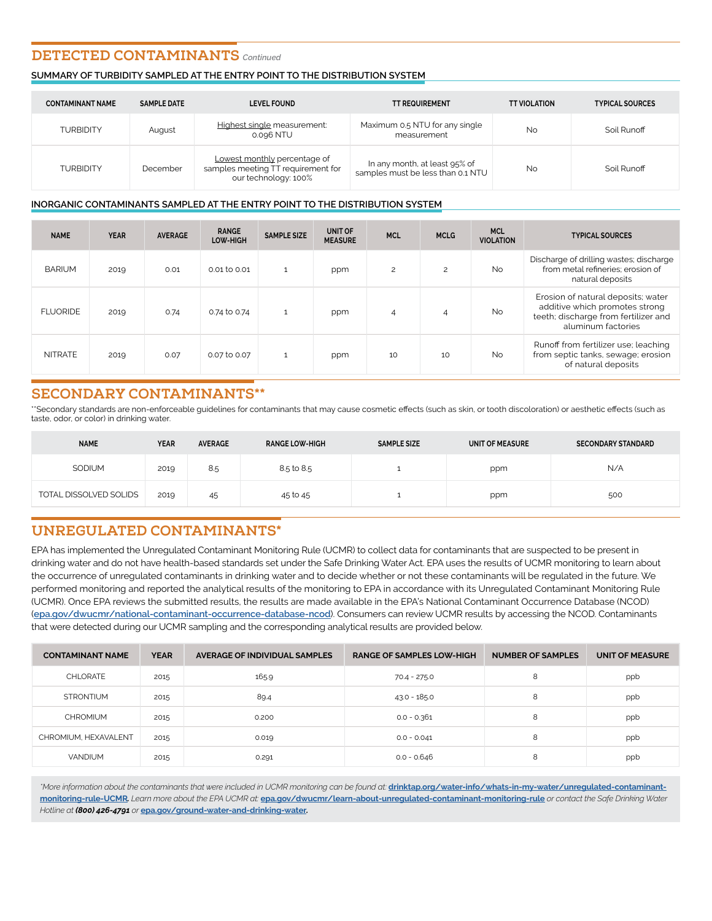## DETECTED CONTAMINANTS *Continued*

### SUMMARY OF TURBIDITY SAMPLED AT THE ENTRY POINT TO THE DISTRIBUTION SYSTEM

| CONTAMINANT NAME | SAMPLE DATE | LEVEL FOUND | TT REQUIREMENT | TT VIOLATION | TYPICAL SOURCES |
|---|---|---|---|---|---|
| TURBIDITY | August | Highest single measurement: 0.096 NTU | Maximum 0.5 NTU for any single measurement | No | Soil Runoff |
| TURBIDITY | December | Lowest monthly percentage of samples meeting TT requirement for our technology: 100% | In any month, at least 95% of samples must be less than 0.1 NTU | No | Soil Runoff |

### INORGANIC CONTAMINANTS SAMPLED AT THE ENTRY POINT TO THE DISTRIBUTION SYSTEM

| NAME | YEAR | AVERAGE | RANGE LOW-HIGH | SAMPLE SIZE | UNIT OF MEASURE | MCL | MCLG | MCL VIOLATION | TYPICAL SOURCES |
|---|---|---|---|---|---|---|---|---|---|
| BARIUM | 2019 | 0.01 | 0.01 to 0.01 | 1 | ppm | 2 | 2 | No | Discharge of drilling wastes; discharge from metal refineries; erosion of natural deposits |
| FLUORIDE | 2019 | 0.74 | 0.74 to 0.74 | 1 | ppm | 4 | 4 | No | Erosion of natural deposits; water additive which promotes strong teeth; discharge from fertilizer and aluminum factories |
| NITRATE | 2019 | 0.07 | 0.07 to 0.07 | 1 | ppm | 10 | 10 | No | Runoff from fertilizer use; leaching from septic tanks, sewage; erosion of natural deposits |

## SECONDARY CONTAMINANTS**

**Secondary standards are non-enforceable guidelines for contaminants that may cause cosmetic effects (such as skin, or tooth discoloration) or aesthetic effects (such as taste, odor, or color) in drinking water.

| NAME | YEAR | AVERAGE | RANGE LOW-HIGH | SAMPLE SIZE | UNIT OF MEASURE | SECONDARY STANDARD |
|---|---|---|---|---|---|---|
| SODIUM | 2019 | 8.5 | 8.5 to 8.5 | 1 | ppm | N/A |
| TOTAL DISSOLVED SOLIDS | 2019 | 45 | 45 to 45 | 1 | ppm | 500 |

## UNREGULATED CONTAMINANTS*

EPA has implemented the Unregulated Contaminant Monitoring Rule (UCMR) to collect data for contaminants that are suspected to be present in drinking water and do not have health-based standards set under the Safe Drinking Water Act. EPA uses the results of UCMR monitoring to learn about the occurrence of unregulated contaminants in drinking water and to decide whether or not these contaminants will be regulated in the future. We performed monitoring and reported the analytical results of the monitoring to EPA in accordance with its Unregulated Contaminant Monitoring Rule (UCMR). Once EPA reviews the submitted results, the results are made available in the EPA's National Contaminant Occurrence Database (NCOD) (**epa.gov/dwucmr/national-contaminant-occurrence-database-ncod**). Consumers can review UCMR results by accessing the NCOD. Contaminants that were detected during our UCMR sampling and the corresponding analytical results are provided below.

| CONTAMINANT NAME | YEAR | AVERAGE OF INDIVIDUAL SAMPLES | RANGE OF SAMPLES LOW-HIGH | NUMBER OF SAMPLES | UNIT OF MEASURE |
|---|---|---|---|---|---|
| CHLORATE | 2015 | 165.9 | 70.4 - 275.0 | 8 | ppb |
| STRONTIUM | 2015 | 89.4 | 43.0 - 185.0 | 8 | ppb |
| CHROMIUM | 2015 | 0.200 | 0.0 - 0.361 | 8 | ppb |
| CHROMIUM, HEXAVALENT | 2015 | 0.019 | 0.0 - 0.041 | 8 | ppb |
| VANDIUM | 2015 | 0.291 | 0.0 - 0.646 | 8 | ppb |

*\*More information about the contaminants that were included in UCMR monitoring can be found at:* **drinktap.org/water-info/whats-in-my-water/unregulated-contaminant-monitoring-rule-UCMR**. *Learn more about the EPA UCMR at:* **epa.gov/dwucmr/learn-about-unregulated-contaminant-monitoring-rule** *or contact the Safe Drinking Water Hotline at* ***(800) 426-4791*** *or* **epa.gov/ground-water-and-drinking-water**.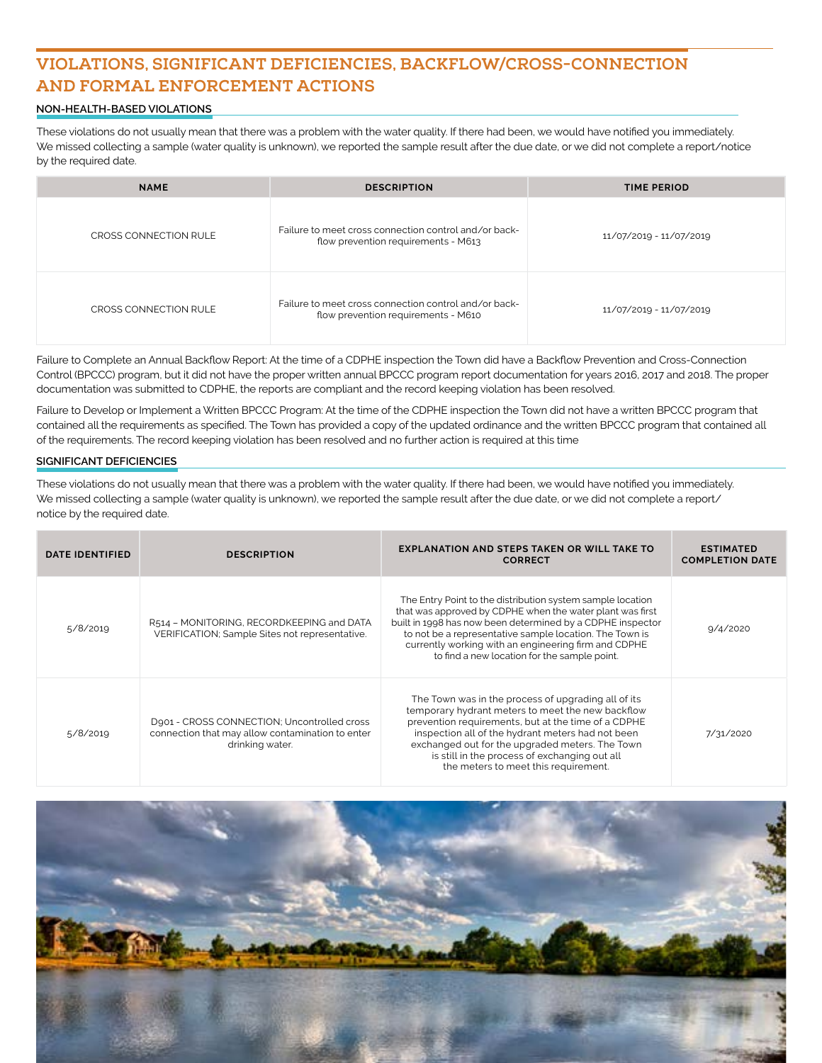# VIOLATIONS, SIGNIFICANT DEFICIENCIES, BACKFLOW/CROSS-CONNECTION AND FORMAL ENFORCEMENT ACTIONS

## NON-HEALTH-BASED VIOLATIONS

These violations do not usually mean that there was a problem with the water quality. If there had been, we would have notified you immediately. We missed collecting a sample (water quality is unknown), we reported the sample result after the due date, or we did not complete a report/notice by the required date.

| NAME | DESCRIPTION | TIME PERIOD |
|---|---|---|
| CROSS CONNECTION RULE | Failure to meet cross connection control and/or back-flow prevention requirements - M613 | 11/07/2019 - 11/07/2019 |
| CROSS CONNECTION RULE | Failure to meet cross connection control and/or back-flow prevention requirements - M610 | 11/07/2019 - 11/07/2019 |

Failure to Complete an Annual Backflow Report: At the time of a CDPHE inspection the Town did have a Backflow Prevention and Cross-Connection Control (BPCCC) program, but it did not have the proper written annual BPCCC program report documentation for years 2016, 2017 and 2018. The proper documentation was submitted to CDPHE, the reports are compliant and the record keeping violation has been resolved.

Failure to Develop or Implement a Written BPCCC Program: At the time of the CDPHE inspection the Town did not have a written BPCCC program that contained all the requirements as specified. The Town has provided a copy of the updated ordinance and the written BPCCC program that contained all of the requirements. The record keeping violation has been resolved and no further action is required at this time

## SIGNIFICANT DEFICIENCIES

These violations do not usually mean that there was a problem with the water quality. If there had been, we would have notified you immediately. We missed collecting a sample (water quality is unknown), we reported the sample result after the due date, or we did not complete a report/notice by the required date.

| DATE IDENTIFIED | DESCRIPTION | EXPLANATION AND STEPS TAKEN OR WILL TAKE TO CORRECT | ESTIMATED COMPLETION DATE |
|---|---|---|---|
| 5/8/2019 | R514 – MONITORING, RECORDKEEPING and DATA VERIFICATION; Sample Sites not representative. | The Entry Point to the distribution system sample location that was approved by CDPHE when the water plant was first built in 1998 has now been determined by a CDPHE inspector to not be a representative sample location. The Town is currently working with an engineering firm and CDPHE to find a new location for the sample point. | 9/4/2020 |
| 5/8/2019 | D901 - CROSS CONNECTION; Uncontrolled cross connection that may allow contamination to enter drinking water. | The Town was in the process of upgrading all of its temporary hydrant meters to meet the new backflow prevention requirements, but at the time of a CDPHE inspection all of the hydrant meters had not been exchanged out for the upgraded meters. The Town is still in the process of exchanging out all the meters to meet this requirement. | 7/31/2020 |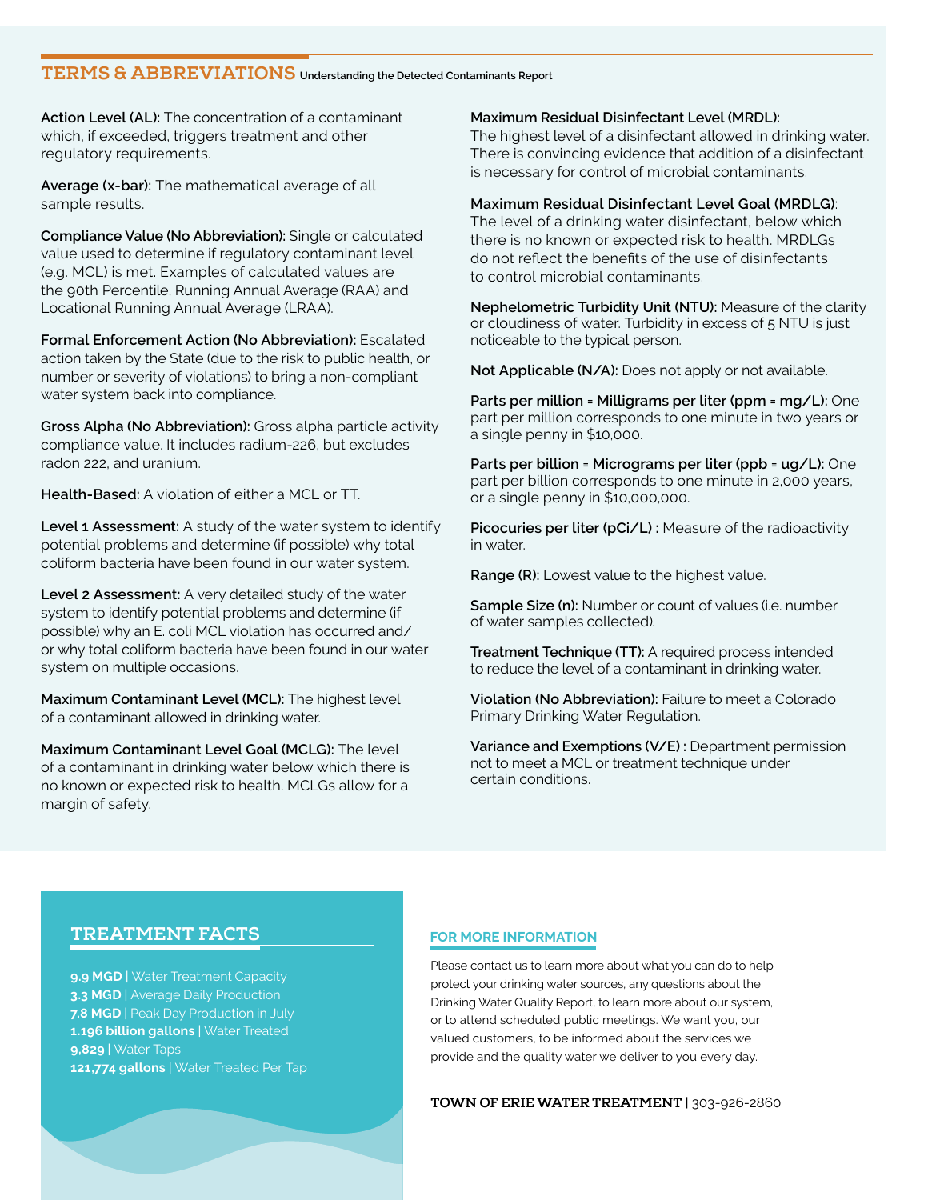## TERMS & ABBREVIATIONS Understanding the Detected Contaminants Report

**Action Level (AL):** The concentration of a contaminant which, if exceeded, triggers treatment and other regulatory requirements.

**Average (x-bar):** The mathematical average of all sample results.

**Compliance Value (No Abbreviation):** Single or calculated value used to determine if regulatory contaminant level (e.g. MCL) is met. Examples of calculated values are the 90th Percentile, Running Annual Average (RAA) and Locational Running Annual Average (LRAA).

**Formal Enforcement Action (No Abbreviation):** Escalated action taken by the State (due to the risk to public health, or number or severity of violations) to bring a non-compliant water system back into compliance.

**Gross Alpha (No Abbreviation):** Gross alpha particle activity compliance value. It includes radium-226, but excludes radon 222, and uranium.

**Health-Based:** A violation of either a MCL or TT.

**Level 1 Assessment:** A study of the water system to identify potential problems and determine (if possible) why total coliform bacteria have been found in our water system.

**Level 2 Assessment:** A very detailed study of the water system to identify potential problems and determine (if possible) why an E. coli MCL violation has occurred and/or why total coliform bacteria have been found in our water system on multiple occasions.

**Maximum Contaminant Level (MCL):** The highest level of a contaminant allowed in drinking water.

**Maximum Contaminant Level Goal (MCLG):** The level of a contaminant in drinking water below which there is no known or expected risk to health. MCLGs allow for a margin of safety.

**Maximum Residual Disinfectant Level (MRDL):** The highest level of a disinfectant allowed in drinking water. There is convincing evidence that addition of a disinfectant is necessary for control of microbial contaminants.

**Maximum Residual Disinfectant Level Goal (MRDLG)**: The level of a drinking water disinfectant, below which there is no known or expected risk to health. MRDLGs do not reflect the benefits of the use of disinfectants to control microbial contaminants.

**Nephelometric Turbidity Unit (NTU):** Measure of the clarity or cloudiness of water. Turbidity in excess of 5 NTU is just noticeable to the typical person.

**Not Applicable (N/A):** Does not apply or not available.

**Parts per million = Milligrams per liter (ppm = mg/L):** One part per million corresponds to one minute in two years or a single penny in $10,000.

**Parts per billion = Micrograms per liter (ppb = ug/L):** One part per billion corresponds to one minute in 2,000 years, or a single penny in $10,000,000.

**Picocuries per liter (pCi/L) :** Measure of the radioactivity in water.

**Range (R):** Lowest value to the highest value.

**Sample Size (n):** Number or count of values (i.e. number of water samples collected).

**Treatment Technique (TT):** A required process intended to reduce the level of a contaminant in drinking water.

**Violation (No Abbreviation):** Failure to meet a Colorado Primary Drinking Water Regulation.

**Variance and Exemptions (V/E) :** Department permission not to meet a MCL or treatment technique under certain conditions.

## TREATMENT FACTS

**9.9 MGD** | Water Treatment Capacity
**3.3 MGD** | Average Daily Production
**7.8 MGD** | Peak Day Production in July
**1.196 billion gallons** | Water Treated
**9,829** | Water Taps
**121,774 gallons** | Water Treated Per Tap

## FOR MORE INFORMATION

Please contact us to learn more about what you can do to help protect your drinking water sources, any questions about the Drinking Water Quality Report, to learn more about our system, or to attend scheduled public meetings. We want you, our valued customers, to be informed about the services we provide and the quality water we deliver to you every day.

**TOWN OF ERIE WATER TREATMENT |** 303-926-2860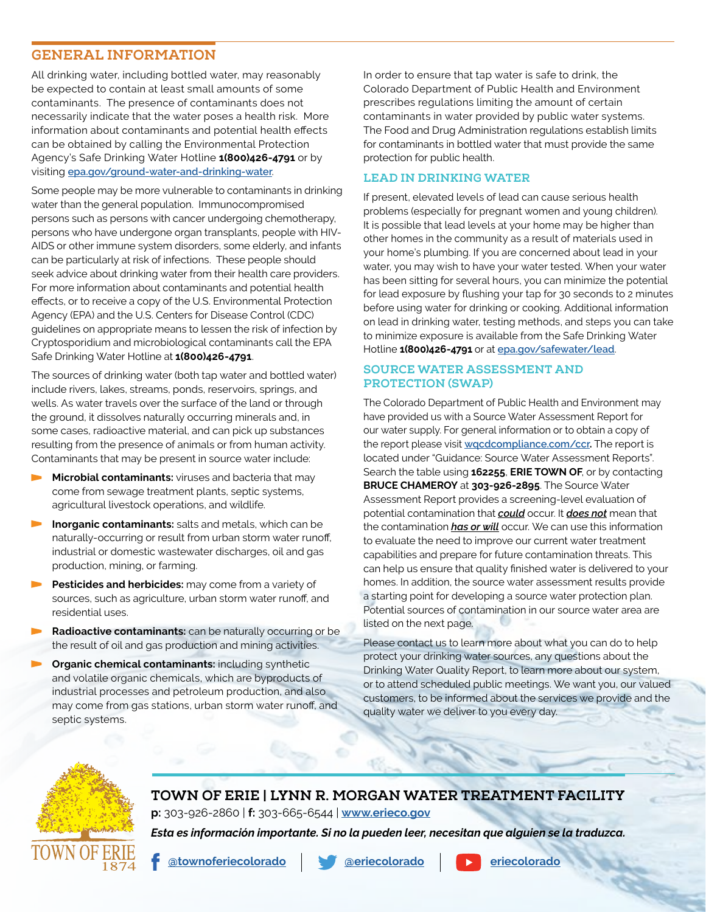## GENERAL INFORMATION

All drinking water, including bottled water, may reasonably be expected to contain at least small amounts of some contaminants. The presence of contaminants does not necessarily indicate that the water poses a health risk. More information about contaminants and potential health effects can be obtained by calling the Environmental Protection Agency's Safe Drinking Water Hotline **1(800)426-4791** or by visiting epa.gov/ground-water-and-drinking-water.

Some people may be more vulnerable to contaminants in drinking water than the general population. Immunocompromised persons such as persons with cancer undergoing chemotherapy, persons who have undergone organ transplants, people with HIV-AIDS or other immune system disorders, some elderly, and infants can be particularly at risk of infections. These people should seek advice about drinking water from their health care providers. For more information about contaminants and potential health effects, or to receive a copy of the U.S. Environmental Protection Agency (EPA) and the U.S. Centers for Disease Control (CDC) guidelines on appropriate means to lessen the risk of infection by Cryptosporidium and microbiological contaminants call the EPA Safe Drinking Water Hotline at **1(800)426-4791**.

The sources of drinking water (both tap water and bottled water) include rivers, lakes, streams, ponds, reservoirs, springs, and wells. As water travels over the surface of the land or through the ground, it dissolves naturally occurring minerals and, in some cases, radioactive material, and can pick up substances resulting from the presence of animals or from human activity. Contaminants that may be present in source water include:

- **Microbial contaminants:** viruses and bacteria that may come from sewage treatment plants, septic systems, agricultural livestock operations, and wildlife.
- **Inorganic contaminants:** salts and metals, which can be naturally-occurring or result from urban storm water runoff, industrial or domestic wastewater discharges, oil and gas production, mining, or farming.
- **Pesticides and herbicides:** may come from a variety of sources, such as agriculture, urban storm water runoff, and residential uses.
- **Radioactive contaminants:** can be naturally occurring or be the result of oil and gas production and mining activities.
- **Organic chemical contaminants:** including synthetic and volatile organic chemicals, which are byproducts of industrial processes and petroleum production, and also may come from gas stations, urban storm water runoff, and septic systems.

In order to ensure that tap water is safe to drink, the Colorado Department of Public Health and Environment prescribes regulations limiting the amount of certain contaminants in water provided by public water systems. The Food and Drug Administration regulations establish limits for contaminants in bottled water that must provide the same protection for public health.

### LEAD IN DRINKING WATER

If present, elevated levels of lead can cause serious health problems (especially for pregnant women and young children). It is possible that lead levels at your home may be higher than other homes in the community as a result of materials used in your home's plumbing. If you are concerned about lead in your water, you may wish to have your water tested. When your water has been sitting for several hours, you can minimize the potential for lead exposure by flushing your tap for 30 seconds to 2 minutes before using water for drinking or cooking. Additional information on lead in drinking water, testing methods, and steps you can take to minimize exposure is available from the Safe Drinking Water Hotline **1(800)426-4791** or at epa.gov/safewater/lead.

### SOURCE WATER ASSESSMENT AND PROTECTION (SWAP)

The Colorado Department of Public Health and Environment may have provided us with a Source Water Assessment Report for our water supply. For general information or to obtain a copy of the report please visit wqcdcompliance.com/ccr. The report is located under "Guidance: Source Water Assessment Reports". Search the table using **162255**, **ERIE TOWN OF**, or by contacting **BRUCE CHAMEROY** at **303-926-2895**. The Source Water Assessment Report provides a screening-level evaluation of potential contamination that ***could*** occur. It ***does not*** mean that the contamination ***has or will*** occur. We can use this information to evaluate the need to improve our current water treatment capabilities and prepare for future contamination threats. This can help us ensure that quality finished water is delivered to your homes. In addition, the source water assessment results provide a starting point for developing a source water protection plan. Potential sources of contamination in our source water area are listed on the next page.

Please contact us to learn more about what you can do to help protect your drinking water sources, any questions about the Drinking Water Quality Report, to learn more about our system, or to attend scheduled public meetings. We want you, our valued customers, to be informed about the services we provide and the quality water we deliver to you every day.

TOWN OF ERIE 1874

**TOWN OF ERIE | LYNN R. MORGAN WATER TREATMENT FACILITY**

**p:** 303-926-2860 | **f:** 303-665-6544 | www.erieco.gov

***Esta es información importante. Si no la pueden leer, necesitan que alguien se la traduzca.***

@townoferiecolorado | @eriecolorado | eriecolorado